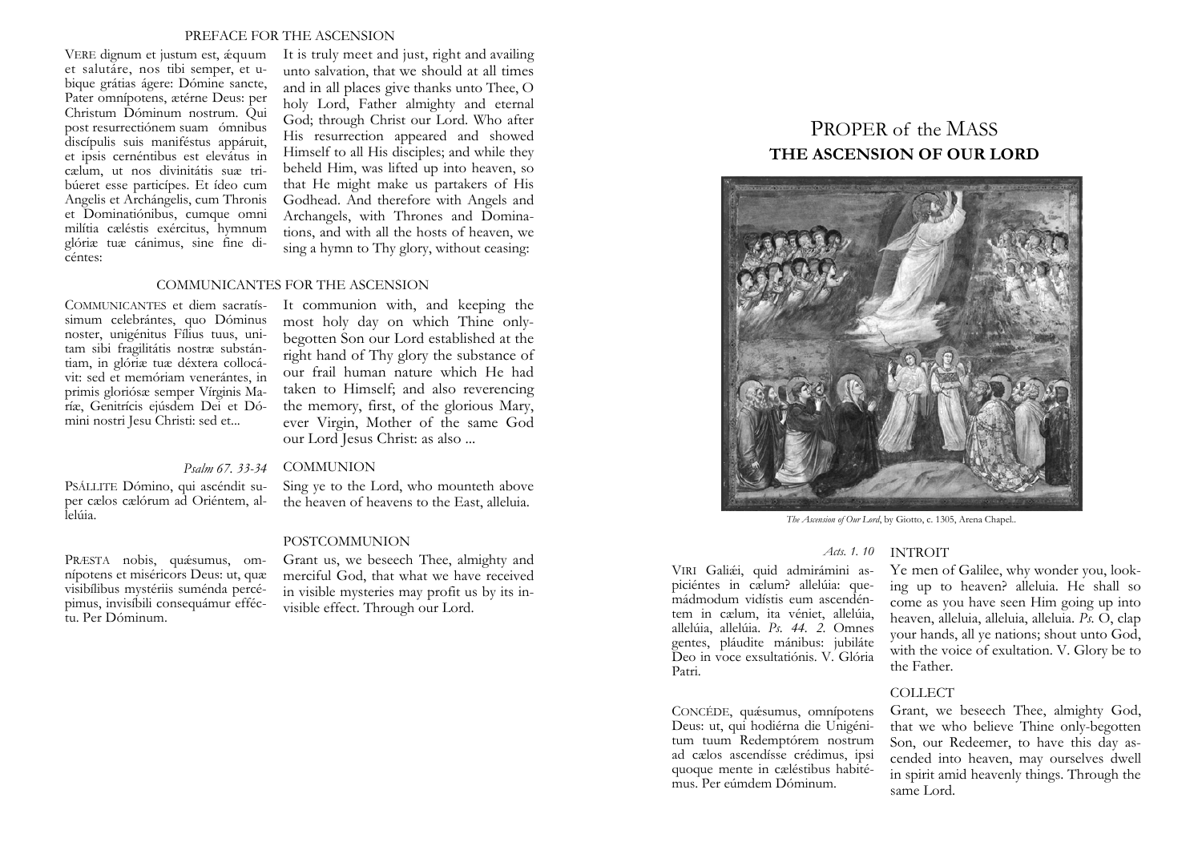## PREFACE FOR THE ASCENSION

VERE dignum et justum est, ǽquum et salutáre, nos tibi semper, et ubique grátias ágere: Dómine sancte, Pater omnípotens, ætérne Deus: per Christum Dóminum nostrum. Qui post resurrectiónem suam ómnibus discípulis suis manifféstus appáruit, et ipsis cernéntibus est elevátus in cælum, ut nos divinitátis suæ tribúeret esse partícipes. Et ídeo cum Angelis et Archángelis, cum Thronis et Dominatiónibus, cumque omni milítia cæléstis exércitus, hymnum glóriæ tuæ cánimus, sine fine dicéntes:

It is truly meet and just, right and availing unto salvation, that we should at all times and in all places give thanks unto Thee, O holy Lord, Father almighty and eternal God; through Christ our Lord. Who after His resurrection appeared and showed Himself to all His disciples; and while they beheld Him, was lifted up into heaven, so that He might make us partakers of His Godhead. And therefore with Angels and Archangels, with Thrones and Dominations, and with all the hosts of heaven, we sing a hymn to Thy glory, without ceasing:

## COMMUNICANTES FOR THE ASCENSION

COMMUNICANTES et diem sacratíssimum celebrántes, quo Dóminus noster, unigénitus Fílius tuus, unitam sibi fragilitátis nostræ substántiam, in glóriæ tuæ déxtera collocávit: sed et memóriam venerántes, in primis gloriósæ semper Vírginis Maríæ, Genitrícis ejúsdem Dei et Dómini nostri Jesu Christi: sed et...

It communion with, and keeping the most holy day on which Thine only-begotten Son our Lord established at the right hand of Thy glory the substance of our frail human nature which He had taken to Himself; and also reverencing the memory, first, of the glorious Mary, ever Virgin, Mother of the same God our Lord Jesus Christ: as also ...

## COMMUNION

*Psalm 67. 33-34*

PSÁLLITE Dómino, qui ascéndit super cælos cælórum ad Oriéntem, allelúia.

Sing ye to the Lord, who mounteth above the heaven of heavens to the East, alleluia.

## POSTCOMMUNION

PRÆSTA nobis, quǽsumus, omnípotens et miséricors Deus: ut, quæ visibílibus mystériis suménda percépimus, invisíbili consequámur efféctu. Per Dóminum.

Grant us, we beseech Thee, almighty and merciful God, that what we have received in visible mysteries may profit us by its invisible effect. Through our Lord.

# PROPER of the MASS
## THE ASCENSION OF OUR LORD

*The Ascension of Our Lord*, by Giotto, c. 1305, Arena Chapel.

## INTROIT

*Acts. 1. 10*

VIRI Galilǽi, quid admirámini aspiciéntes in cælum? allelúia: quemádmodum vidístis eum ascendéntem in cælum, ita véniet, allelúia, allelúia, allelúia. *Ps. 44. 2.* Omnes gentes, pláudite mánibus: jubiláte Deo in voce exsultatiónis. V. Glória Patri.

Ye men of Galilee, why wonder you, looking up to heaven? alleluia. He shall so come as you have seen Him going up into heaven, alleluia, alleluia, alleluia. *Ps.* O, clap your hands, all ye nations; shout unto God, with the voice of exultation. V. Glory be to the Father.

## COLLECT

CONCÉDE, quǽsumus, omnípotens Deus: ut, qui hodiérna die Unigénitum tuum Redemptórem nostrum ad cælos ascendísse crédimus, ipsi quoque mente in cæléstibus habitémus. Per eúmdem Dóminum.

Grant, we beseech Thee, almighty God, that we who believe Thine only-begotten Son, our Redeemer, to have this day ascended into heaven, may ourselves dwell in spirit amid heavenly things. Through the same Lord.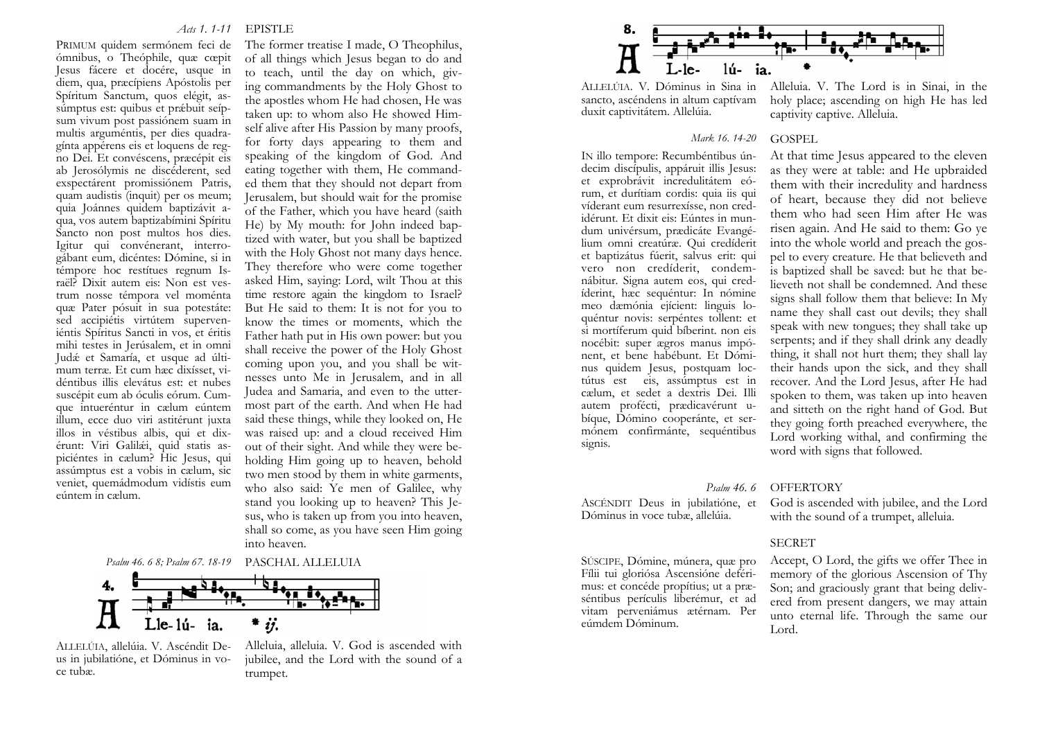*Acts 1. 1-11* EPISTLE

PRIMUM quidem sermónem feci de ómnibus, o Theóphile, quæ cœpit Jesus fácere et docére, usque in diem, qua, præcípiens Apóstolis per Spíritum Sanctum, quos elégit, assúmptus est: quibus et præbuit seípsum vivum post passiónem suam in multis arguméntis, per dies quadragínta appárens eis et loquens de regno Dei. Et convéscens, præcépit eis ab Jerosólymis ne discéderent, sed exspectárent promissiónem Patris, quam audístis (inquit) per os meum; quia Joánnes quidem baptizávit aqua, vos autem baptizabímini Spíritu Sancto non post multos hos dies. Igitur qui convénerant, interrogábant eum, dicéntes: Dómine, si in témpore hoc restítues regnum Israël? Dixit autem eis: Non est vestrum nosse témpora vel moménta quæ Pater pósuit in sua potestáte: sed accipiétis virtútem superveniéntis Spíritus Sancti in vos, et éritis mihi testes in Jerúsalem, et in omni Judǽ et Samaría, et usque ad último terræ. Et cum hæc dixísset, vidéntibus illis elevátus est: et nubes suscépit eum ab óculis eórum. Cumque intueréntur in cælum eúntem illum, ecce duo viri astitérunt juxta illos in véstibus albis, qui et dixérunt: Viri Galilǽi, quid statis aspiciéntes in cælum? Hic Jesus, qui assúmptus est a vobis in cælum, sic veniet, quemádmodum vidístis eum eúntem in cælum.

The former treatise I made, O Theophilus, of all things which Jesus began to do and to teach, until the day on which, giving commandments by the Holy Ghost to the apostles whom He had chosen, He was taken up: to whom also He showed Himself alive after His Passion by many proofs, for forty days appearing to them and speaking of the kingdom of God. And eating together with them, He commanded them that they should not depart from Jerusalem, but should wait for the promise of the Father, which you have heard (saith He) by My mouth: for John indeed baptized with water, but you shall be baptized with the Holy Ghost not many days hence. They therefore who were come together asked Him, saying: Lord, wilt Thou at this time restore again the kingdom to Israel? But He said to them: It is not for you to know the times or moments, which the Father hath put in His own power: but you shall receive the power of the Holy Ghost coming upon you, and you shall be witnesses unto Me in Jerusalem, and in all Judea and Samaria, and even to the uttermost part of the earth. And when He had said these things, while they looked on, He was raised up: and a cloud received Him out of their sight. And while they were beholding Him going up to heaven, behold two men stood by them in white garments, who also said: Ye men of Galilee, why stand you looking up to heaven? This Jesus, who is taken up from you into heaven, shall so come, as you have seen Him going into heaven.

*Psalm 46. 6 8; Psalm 67. 18-19* PASCHAL ALLELUIA

4. A Lle-lú- ia. * ij.

ALLELÚIA, allelúia. V. Ascéndit Deus in jubilatióne, et Dóminus in voce tubæ.

Alleluia, alleluia. V. God is ascended with jubilee, and the Lord with the sound of a trumpet.

8. A L-le- lú- ia. *

ALLELÚIA. V. Dóminus in Sina in sancto, ascéndens in altum captívam duxit captivitátem. Allelúia.

Alleluia. V. The Lord is in Sinai, in the holy place; ascending on high He has led captivity captive. Alleluia.

*Mark 16. 14-20* GOSPEL

IN illo tempore: Recumbéntibus úndecim discípulis, appáruit illis Jesus: et exprobrávit incredulitátem eórum, et durítiam cordis: quia iis qui víderant eum resurrexísse, non credidérunt. Et dixit eis: Eúntes in mundum univérsum, prædicáte Evangélium omni creatúræ. Qui credíderit et baptizátus fúerit, salvus erit: qui vero non credíderit, condemnábitur. Signa autem eos, qui credíderint, hæc sequéntur: In nómine meo dæmónia ejícient: linguis loquéntur novis: serpéntes tollent: et si mortíferum quid bíberint. non eis nocébit: super ægros manus impónent, et bene habébunt. Et Dóminus quidem Jesus, postquam locútus est eis, assúmptus est in cælum, et sedet a dextris Dei. Illi autem profécti, prædicavérunt ubíque, Dómino cooperánte, et sermónem confirmánte, sequéntibus signis.

At that time Jesus appeared to the eleven as they were at table: and He upbraided them with their incredulity and hardness of heart, because they did not believe them who had seen Him after He was risen again. And He said to them: Go ye into the whole world and preach the gospel to every creature. He that believeth and is baptized shall be saved: but he that believeth not shall be condemned. And these signs shall follow them that believe: In My name they shall cast out devils; they shall speak with new tongues; they shall take up serpents; and if they shall drink any deadly thing, it shall not hurt them; they shall lay their hands upon the sick, and they shall recover. And the Lord Jesus, after He had spoken to them, was taken up into heaven and sitteth on the right hand of God. But they going forth preached everywhere, the Lord working withal, and confirming the word with signs that followed.

*Psalm 46. 6* OFFERTORY

ASCÉNDIT Deus in jubilatióne, et Dóminus in voce tubæ, allelúia.

God is ascended with jubilee, and the Lord with the sound of a trumpet, alleluia.

SECRET

SÚSCIPE, Dómine, múnera, quæ pro Fílii tui gloriósa Ascensióne deférimus: et concéde propítius; ut a præséntibus perículis liberémur, et ad vitam perveniámus ætérnam. Per eúmdem Dóminum.

Accept, O Lord, the gifts we offer Thee in memory of the glorious Ascension of Thy Son; and graciously grant that being delivered from present dangers, we may attain unto eternal life. Through the same our Lord.